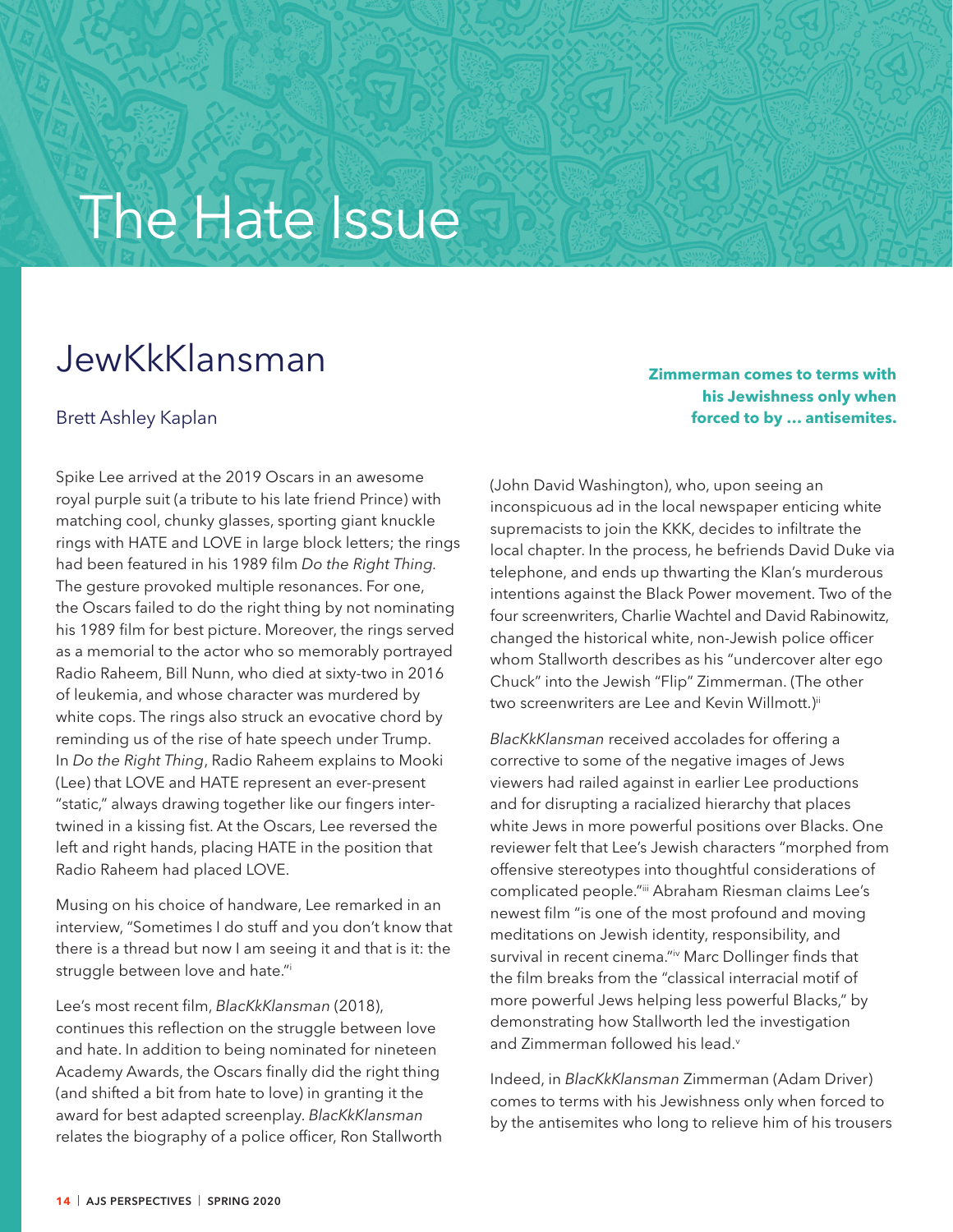# The Hate Issue

## JewKkKlansman

Brett Ashley Kaplan

Spike Lee arrived at the 2019 Oscars in an awesome royal purple suit (a tribute to his late friend Prince) with matching cool, chunky glasses, sporting giant knuckle rings with HATE and LOVE in large block letters; the rings had been featured in his 1989 film *Do the Right Thing*. The gesture provoked multiple resonances. For one, the Oscars failed to do the right thing by not nominating his 1989 film for best picture. Moreover, the rings served as a memorial to the actor who so memorably portrayed Radio Raheem, Bill Nunn, who died at sixty-two in 2016 of leukemia, and whose character was murdered by white cops. The rings also struck an evocative chord by reminding us of the rise of hate speech under Trump. In *Do the Right Thing*, Radio Raheem explains to Mooki (Lee) that LOVE and HATE represent an ever-present "static," always drawing together like our fingers intertwined in a kissing fist. At the Oscars, Lee reversed the left and right hands, placing HATE in the position that Radio Raheem had placed LOVE.

Musing on his choice of handware, Lee remarked in an interview, "Sometimes I do stuff and you don't know that there is a thread but now I am seeing it and that is it: the struggle between love and hate."[i]

Lee's most recent film, *BlacKkKlansman* (2018), continues this reflection on the struggle between love and hate. In addition to being nominated for nineteen Academy Awards, the Oscars finally did the right thing (and shifted a bit from hate to love) in granting it the award for best adapted screenplay. *BlacKkKlansman* relates the biography of a police officer, Ron Stallworth (John David Washington), who, upon seeing an inconspicuous ad in the local newspaper enticing white supremacists to join the KKK, decides to infiltrate the local chapter. In the process, he befriends David Duke via telephone, and ends up thwarting the Klan's murderous intentions against the Black Power movement. Two of the four screenwriters, Charlie Wachtel and David Rabinowitz, changed the historical white, non-Jewish police officer whom Stallworth describes as his "undercover alter ego Chuck" into the Jewish "Flip" Zimmerman. (The other two screenwriters are Lee and Kevin Willmott.)[ii]

**Zimmerman comes to terms with his Jewishness only when forced to by … antisemites.**

*BlacKkKlansman* received accolades for offering a corrective to some of the negative images of Jews viewers had railed against in earlier Lee productions and for disrupting a racialized hierarchy that places white Jews in more powerful positions over Blacks. One reviewer felt that Lee's Jewish characters "morphed from offensive stereotypes into thoughtful considerations of complicated people."[iii] Abraham Riesman claims Lee's newest film "is one of the most profound and moving meditations on Jewish identity, responsibility, and survival in recent cinema."[iv] Marc Dollinger finds that the film breaks from the "classical interracial motif of more powerful Jews helping less powerful Blacks," by demonstrating how Stallworth led the investigation and Zimmerman followed his lead.[v]

Indeed, in *BlacKkKlansman* Zimmerman (Adam Driver) comes to terms with his Jewishness only when forced to by the antisemites who long to relieve him of his trousers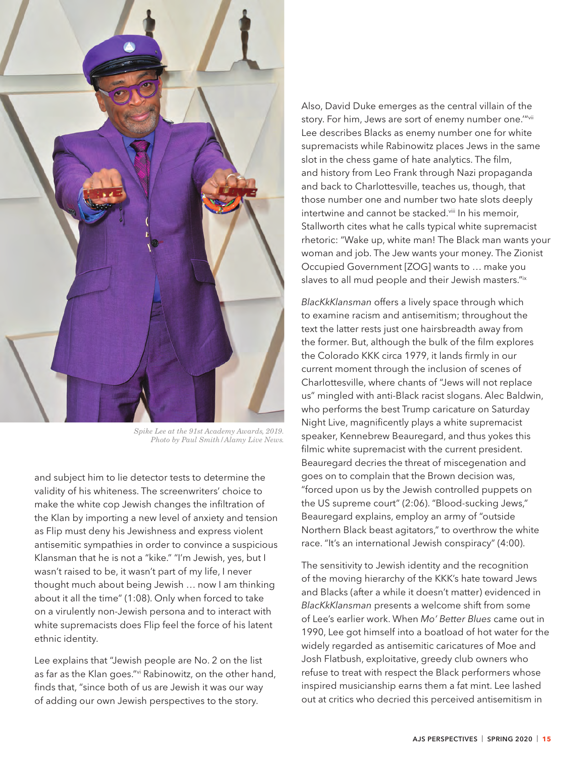Spike Lee at the 91st Academy Awards, 2019. Photo by Paul Smith/Alamy Live News.

and subject him to lie detector tests to determine the validity of his whiteness. The screenwriters' choice to make the white cop Jewish changes the infiltration of the Klan by importing a new level of anxiety and tension as Flip must deny his Jewishness and express violent antisemitic sympathies in order to convince a suspicious Klansman that he is not a "kike." "I'm Jewish, yes, but I wasn't raised to be, it wasn't part of my life, I never thought much about being Jewish … now I am thinking about it all the time" (1:08). Only when forced to take on a virulently non-Jewish persona and to interact with white supremacists does Flip feel the force of his latent ethnic identity.

Lee explains that "Jewish people are No. 2 on the list as far as the Klan goes."[vi] Rabinowitz, on the other hand, finds that, "since both of us are Jewish it was our way of adding our own Jewish perspectives to the story. Also, David Duke emerges as the central villain of the story. For him, Jews are sort of enemy number one.'"[vii] Lee describes Blacks as enemy number one for white supremacists while Rabinowitz places Jews in the same slot in the chess game of hate analytics. The film, and history from Leo Frank through Nazi propaganda and back to Charlottesville, teaches us, though, that those number one and number two hate slots deeply intertwine and cannot be stacked.[viii] In his memoir, Stallworth cites what he calls typical white supremacist rhetoric: "Wake up, white man! The Black man wants your woman and job. The Jew wants your money. The Zionist Occupied Government [ZOG] wants to … make you slaves to all mud people and their Jewish masters."[ix]

*BlacKkKlansman* offers a lively space through which to examine racism and antisemitism; throughout the text the latter rests just one hairsbreadth away from the former. But, although the bulk of the film explores the Colorado KKK circa 1979, it lands firmly in our current moment through the inclusion of scenes of Charlottesville, where chants of "Jews will not replace us" mingled with anti-Black racist slogans. Alec Baldwin, who performs the best Trump caricature on Saturday Night Live, magnificently plays a white supremacist speaker, Kennebrew Beauregard, and thus yokes this filmic white supremacist with the current president. Beauregard decries the threat of miscegenation and goes on to complain that the Brown decision was, "forced upon us by the Jewish controlled puppets on the US supreme court" (2:06). "Blood-sucking Jews," Beauregard explains, employ an army of "outside Northern Black beast agitators," to overthrow the white race. "It's an international Jewish conspiracy" (4:00).

The sensitivity to Jewish identity and the recognition of the moving hierarchy of the KKK's hate toward Jews and Blacks (after a while it doesn't matter) evidenced in *BlacKkKlansman* presents a welcome shift from some of Lee's earlier work. When *Mo' Better Blues* came out in 1990, Lee got himself into a boatload of hot water for the widely regarded as antisemitic caricatures of Moe and Josh Flatbush, exploitative, greedy club owners who refuse to treat with respect the Black performers whose inspired musicianship earns them a fat mint. Lee lashed out at critics who decried this perceived antisemitism in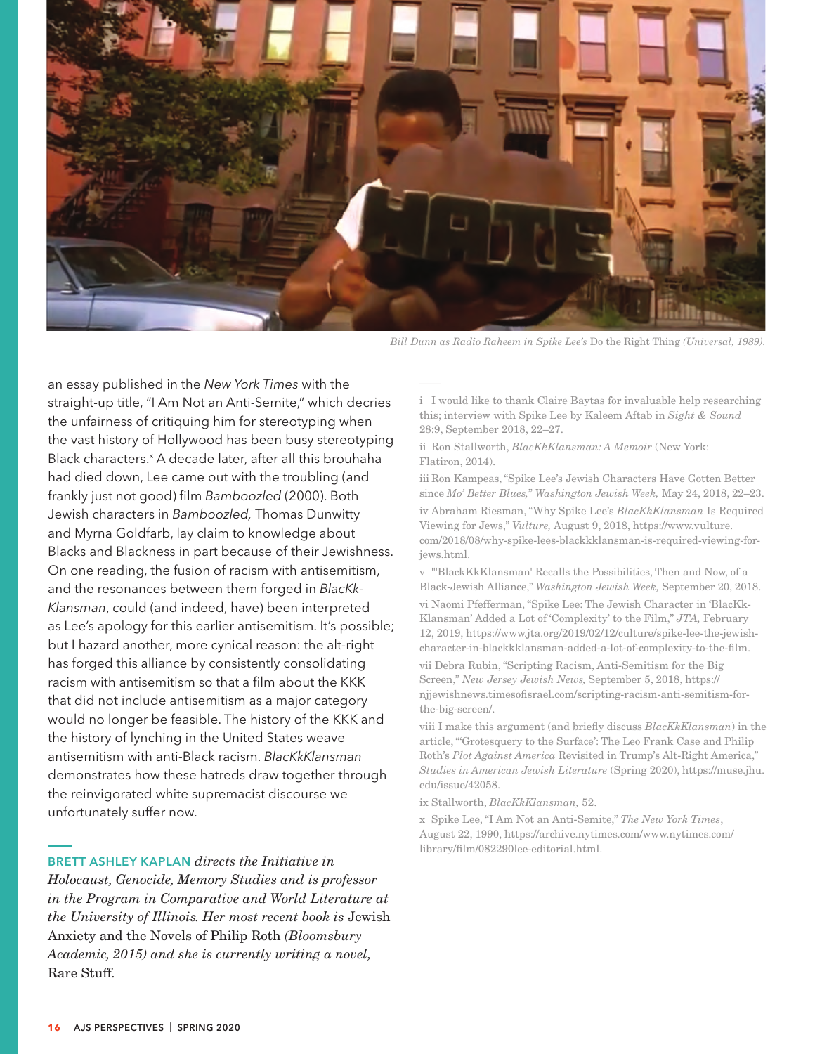*Bill Dunn as Radio Raheem in Spike Lee's* Do the Right Thing *(Universal, 1989).*

an essay published in the *New York Times* with the straight-up title, "I Am Not an Anti-Semite," which decries the unfairness of critiquing him for stereotyping when the vast history of Hollywood has been busy stereotyping Black characters.[x] A decade later, after all this brouhaha had died down, Lee came out with the troubling (and frankly just not good) film *Bamboozled* (2000). Both Jewish characters in *Bamboozled,* Thomas Dunwitty and Myrna Goldfarb, lay claim to knowledge about Blacks and Blackness in part because of their Jewishness. On one reading, the fusion of racism with antisemitism, and the resonances between them forged in *BlacKkKlansman*, could (and indeed, have) been interpreted as Lee's apology for this earlier antisemitism. It's possible; but I hazard another, more cynical reason: the alt-right has forged this alliance by consistently consolidating racism with antisemitism so that a film about the KKK that did not include antisemitism as a major category would no longer be feasible. The history of the KKK and the history of lynching in the United States weave antisemitism with anti-Black racism. *BlacKkKlansman* demonstrates how these hatreds draw together through the reinvigorated white supremacist discourse we unfortunately suffer now.

**BRETT ASHLEY KAPLAN** *directs the Initiative in Holocaust, Genocide, Memory Studies and is professor in the Program in Comparative and World Literature at the University of Illinois. Her most recent book is* Jewish Anxiety and the Novels of Philip Roth *(Bloomsbury Academic, 2015) and she is currently writing a novel,* Rare Stuff.

---

i I would like to thank Claire Baytas for invaluable help researching this; interview with Spike Lee by Kaleem Aftab in *Sight & Sound* 28:9, September 2018, 22–27.

ii Ron Stallworth, *BlacKkKlansman: A Memoir* (New York: Flatiron, 2014).

iii Ron Kampeas, "Spike Lee's Jewish Characters Have Gotten Better since *Mo' Better Blues,*" *Washington Jewish Week,* May 24, 2018, 22–23.

iv Abraham Riesman, "Why Spike Lee's *BlacKkKlansman* Is Required Viewing for Jews," *Vulture,* August 9, 2018, https://www.vulture.com/2018/08/why-spike-lees-blackkklansman-is-required-viewing-for-jews.html.

v "'BlackKkKlansman' Recalls the Possibilities, Then and Now, of a Black-Jewish Alliance," *Washington Jewish Week,* September 20, 2018.

vi Naomi Pfefferman, "Spike Lee: The Jewish Character in 'BlacKkKlansman' Added a Lot of 'Complexity' to the Film," *JTA,* February 12, 2019, https://www.jta.org/2019/02/12/culture/spike-lee-the-jewish-character-in-blackkklansman-added-a-lot-of-complexity-to-the-film.

vii Debra Rubin, "Scripting Racism, Anti-Semitism for the Big Screen," *New Jersey Jewish News,* September 5, 2018, https://njjewishnews.timesofisrael.com/scripting-racism-anti-semitism-for-the-big-screen/.

viii I make this argument (and briefly discuss *BlacKkKlansman*) in the article, "'Grotesquery to the Surface': The Leo Frank Case and Philip Roth's *Plot Against America* Revisited in Trump's Alt-Right America," *Studies in American Jewish Literature* (Spring 2020), https://muse.jhu.edu/issue/42058.

ix Stallworth, *BlacKkKlansman,* 52.

x Spike Lee, "I Am Not an Anti-Semite," *The New York Times*, August 22, 1990, https://archive.nytimes.com/www.nytimes.com/library/film/082290lee-editorial.html.